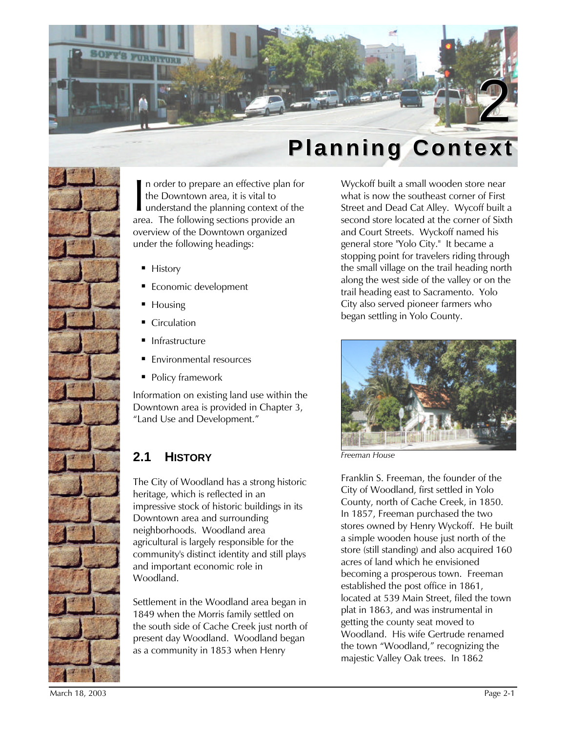# 2 Planning Context

In order to prepare an effective plan for the Downtown area, it is vital to understand the planning context of the area. The following sections provide an overview of the Downtown organized under the following headings:

- History
- Economic development
- Housing
- Circulation
- Infrastructure
- Environmental resources
- Policy framework

Information on existing land use within the Downtown area is provided in Chapter 3, "Land Use and Development."

## 2.1 History

The City of Woodland has a strong historic heritage, which is reflected in an impressive stock of historic buildings in its Downtown area and surrounding neighborhoods. Woodland area agricultural is largely responsible for the community's distinct identity and still plays and important economic role in Woodland.

Settlement in the Woodland area began in 1849 when the Morris family settled on the south side of Cache Creek just north of present day Woodland. Woodland began as a community in 1853 when Henry Wyckoff built a small wooden store near what is now the southeast corner of First Street and Dead Cat Alley. Wycoff built a second store located at the corner of Sixth and Court Streets. Wyckoff named his general store "Yolo City." It became a stopping point for travelers riding through the small village on the trail heading north along the west side of the valley or on the trail heading east to Sacramento. Yolo City also served pioneer farmers who began settling in Yolo County.

*Freeman House*

Franklin S. Freeman, the founder of the City of Woodland, first settled in Yolo County, north of Cache Creek, in 1850. In 1857, Freeman purchased the two stores owned by Henry Wyckoff. He built a simple wooden house just north of the store (still standing) and also acquired 160 acres of land which he envisioned becoming a prosperous town. Freeman established the post office in 1861, located at 539 Main Street, filed the town plat in 1863, and was instrumental in getting the county seat moved to Woodland. His wife Gertrude renamed the town "Woodland," recognizing the majestic Valley Oak trees. In 1862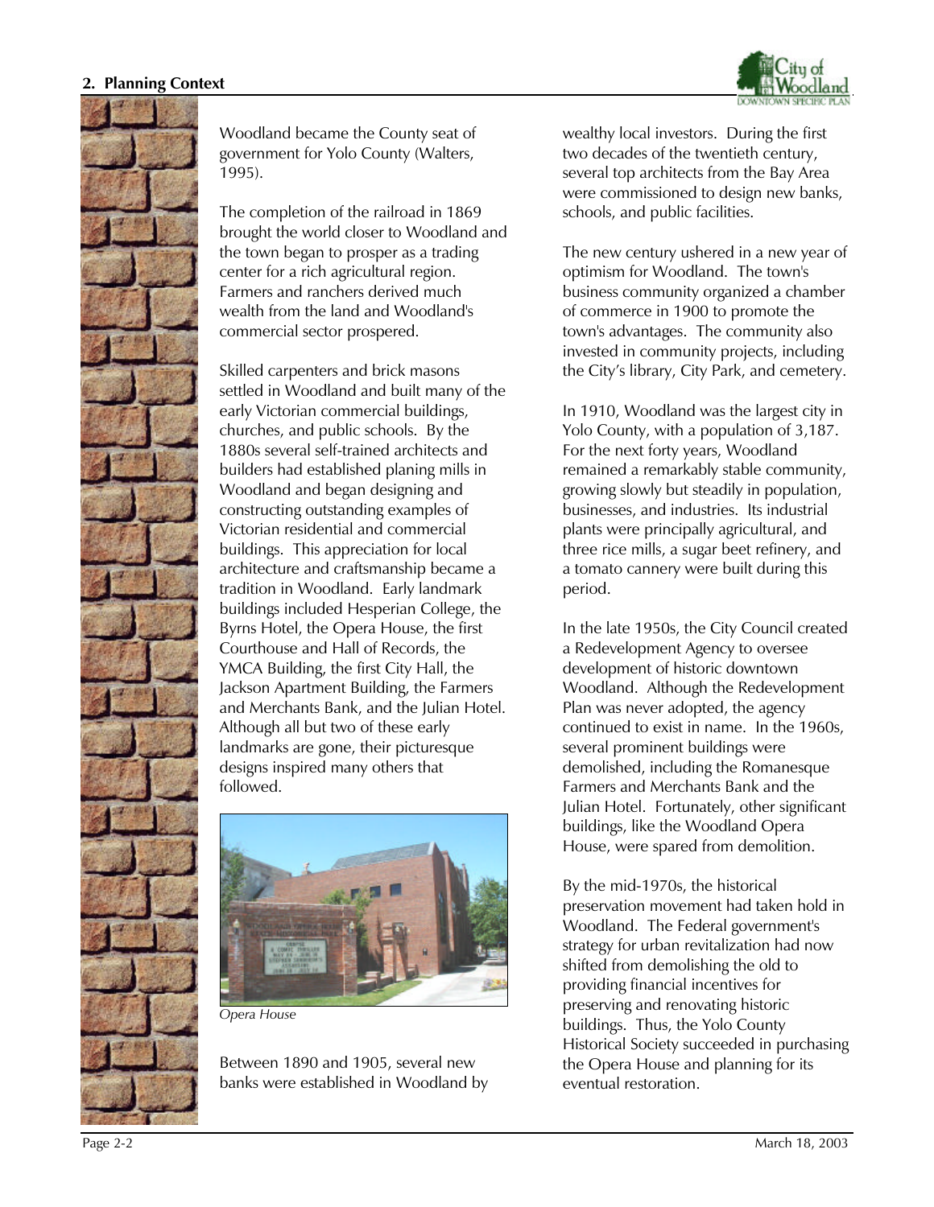Woodland became the County seat of government for Yolo County (Walters, 1995).

The completion of the railroad in 1869 brought the world closer to Woodland and the town began to prosper as a trading center for a rich agricultural region. Farmers and ranchers derived much wealth from the land and Woodland's commercial sector prospered.

Skilled carpenters and brick masons settled in Woodland and built many of the early Victorian commercial buildings, churches, and public schools. By the 1880s several self-trained architects and builders had established planing mills in Woodland and began designing and constructing outstanding examples of Victorian residential and commercial buildings. This appreciation for local architecture and craftsmanship became a tradition in Woodland. Early landmark buildings included Hesperian College, the Byrns Hotel, the Opera House, the first Courthouse and Hall of Records, the YMCA Building, the first City Hall, the Jackson Apartment Building, the Farmers and Merchants Bank, and the Julian Hotel. Although all but two of these early landmarks are gone, their picturesque designs inspired many others that followed.

*Opera House*

Between 1890 and 1905, several new banks were established in Woodland by wealthy local investors. During the first two decades of the twentieth century, several top architects from the Bay Area were commissioned to design new banks, schools, and public facilities.

The new century ushered in a new year of optimism for Woodland. The town's business community organized a chamber of commerce in 1900 to promote the town's advantages. The community also invested in community projects, including the City's library, City Park, and cemetery.

In 1910, Woodland was the largest city in Yolo County, with a population of 3,187. For the next forty years, Woodland remained a remarkably stable community, growing slowly but steadily in population, businesses, and industries. Its industrial plants were principally agricultural, and three rice mills, a sugar beet refinery, and a tomato cannery were built during this period.

In the late 1950s, the City Council created a Redevelopment Agency to oversee development of historic downtown Woodland. Although the Redevelopment Plan was never adopted, the agency continued to exist in name. In the 1960s, several prominent buildings were demolished, including the Romanesque Farmers and Merchants Bank and the Julian Hotel. Fortunately, other significant buildings, like the Woodland Opera House, were spared from demolition.

By the mid-1970s, the historical preservation movement had taken hold in Woodland. The Federal government's strategy for urban revitalization had now shifted from demolishing the old to providing financial incentives for preserving and renovating historic buildings. Thus, the Yolo County Historical Society succeeded in purchasing the Opera House and planning for its eventual restoration.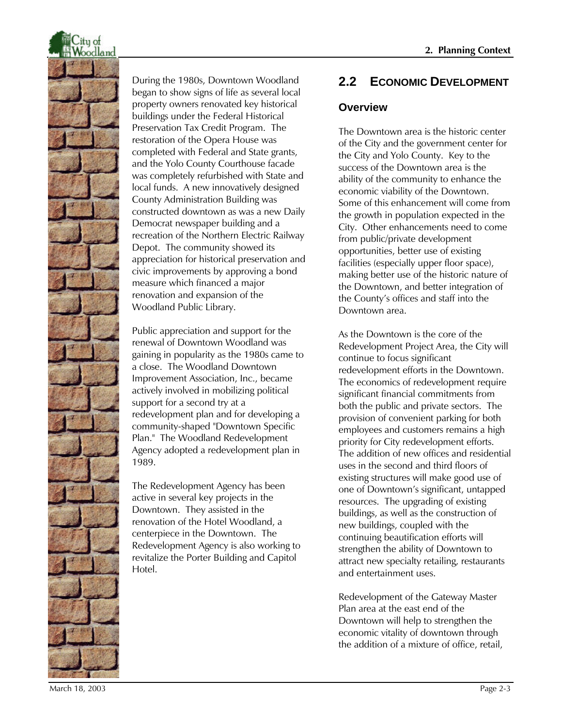During the 1980s, Downtown Woodland began to show signs of life as several local property owners renovated key historical buildings under the Federal Historical Preservation Tax Credit Program. The restoration of the Opera House was completed with Federal and State grants, and the Yolo County Courthouse facade was completely refurbished with State and local funds. A new innovatively designed County Administration Building was constructed downtown as was a new Daily Democrat newspaper building and a recreation of the Northern Electric Railway Depot. The community showed its appreciation for historical preservation and civic improvements by approving a bond measure which financed a major renovation and expansion of the Woodland Public Library.

Public appreciation and support for the renewal of Downtown Woodland was gaining in popularity as the 1980s came to a close. The Woodland Downtown Improvement Association, Inc., became actively involved in mobilizing political support for a second try at a redevelopment plan and for developing a community-shaped "Downtown Specific Plan." The Woodland Redevelopment Agency adopted a redevelopment plan in 1989.

The Redevelopment Agency has been active in several key projects in the Downtown. They assisted in the renovation of the Hotel Woodland, a centerpiece in the Downtown. The Redevelopment Agency is also working to revitalize the Porter Building and Capitol Hotel.

## 2.2 Economic Development

### Overview

The Downtown area is the historic center of the City and the government center for the City and Yolo County. Key to the success of the Downtown area is the ability of the community to enhance the economic viability of the Downtown. Some of this enhancement will come from the growth in population expected in the City. Other enhancements need to come from public/private development opportunities, better use of existing facilities (especially upper floor space), making better use of the historic nature of the Downtown, and better integration of the County's offices and staff into the Downtown area.

As the Downtown is the core of the Redevelopment Project Area, the City will continue to focus significant redevelopment efforts in the Downtown. The economics of redevelopment require significant financial commitments from both the public and private sectors. The provision of convenient parking for both employees and customers remains a high priority for City redevelopment efforts. The addition of new offices and residential uses in the second and third floors of existing structures will make good use of one of Downtown's significant, untapped resources. The upgrading of existing buildings, as well as the construction of new buildings, coupled with the continuing beautification efforts will strengthen the ability of Downtown to attract new specialty retailing, restaurants and entertainment uses.

Redevelopment of the Gateway Master Plan area at the east end of the Downtown will help to strengthen the economic vitality of downtown through the addition of a mixture of office, retail,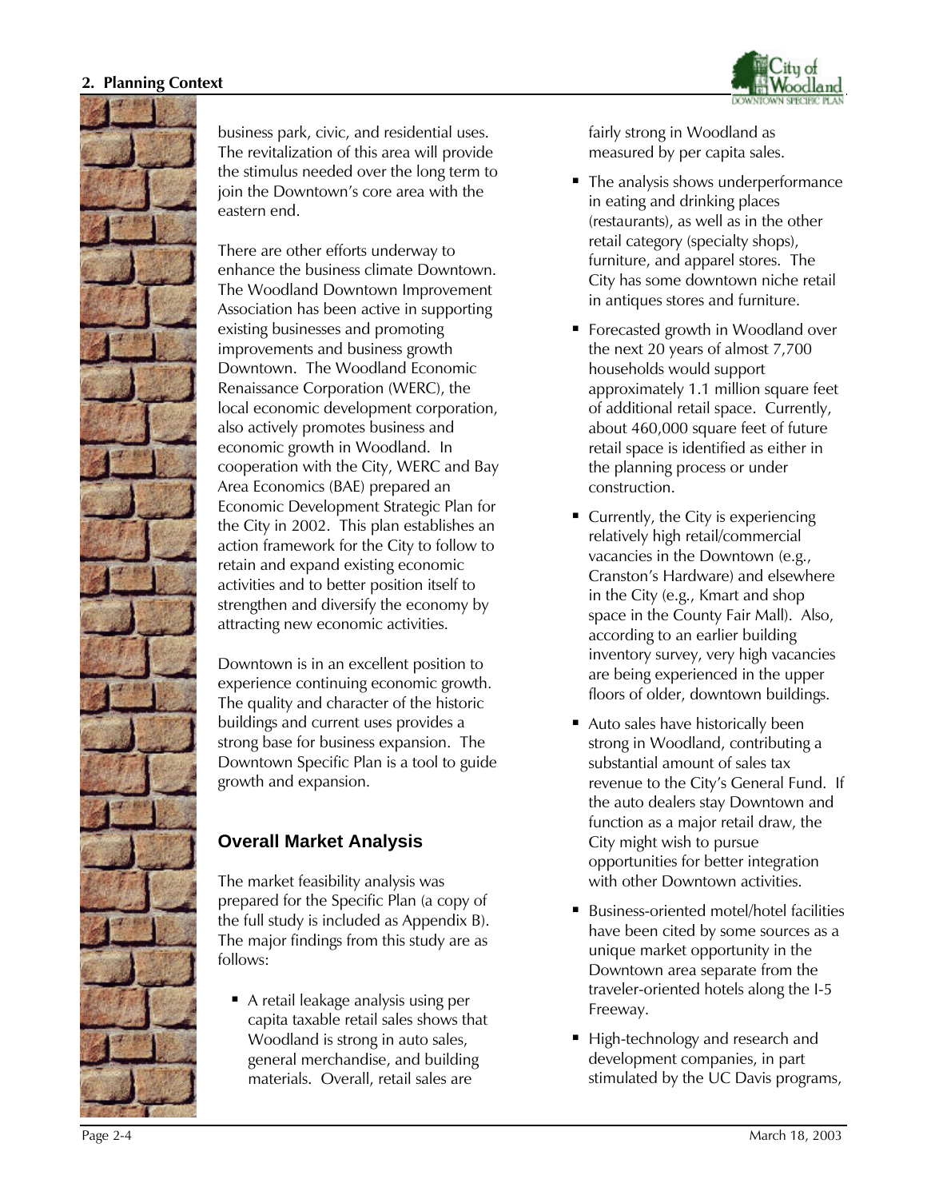business park, civic, and residential uses. The revitalization of this area will provide the stimulus needed over the long term to join the Downtown's core area with the eastern end.

There are other efforts underway to enhance the business climate Downtown. The Woodland Downtown Improvement Association has been active in supporting existing businesses and promoting improvements and business growth Downtown. The Woodland Economic Renaissance Corporation (WERC), the local economic development corporation, also actively promotes business and economic growth in Woodland. In cooperation with the City, WERC and Bay Area Economics (BAE) prepared an Economic Development Strategic Plan for the City in 2002. This plan establishes an action framework for the City to follow to retain and expand existing economic activities and to better position itself to strengthen and diversify the economy by attracting new economic activities.

Downtown is in an excellent position to experience continuing economic growth. The quality and character of the historic buildings and current uses provides a strong base for business expansion. The Downtown Specific Plan is a tool to guide growth and expansion.

## Overall Market Analysis

The market feasibility analysis was prepared for the Specific Plan (a copy of the full study is included as Appendix B). The major findings from this study are as follows:

- A retail leakage analysis using per capita taxable retail sales shows that Woodland is strong in auto sales, general merchandise, and building materials. Overall, retail sales are fairly strong in Woodland as measured by per capita sales.
- The analysis shows underperformance in eating and drinking places (restaurants), as well as in the other retail category (specialty shops), furniture, and apparel stores. The City has some downtown niche retail in antiques stores and furniture.
- Forecasted growth in Woodland over the next 20 years of almost 7,700 households would support approximately 1.1 million square feet of additional retail space. Currently, about 460,000 square feet of future retail space is identified as either in the planning process or under construction.
- Currently, the City is experiencing relatively high retail/commercial vacancies in the Downtown (e.g., Cranston's Hardware) and elsewhere in the City (e.g., Kmart and shop space in the County Fair Mall). Also, according to an earlier building inventory survey, very high vacancies are being experienced in the upper floors of older, downtown buildings.
- Auto sales have historically been strong in Woodland, contributing a substantial amount of sales tax revenue to the City's General Fund. If the auto dealers stay Downtown and function as a major retail draw, the City might wish to pursue opportunities for better integration with other Downtown activities.
- Business-oriented motel/hotel facilities have been cited by some sources as a unique market opportunity in the Downtown area separate from the traveler-oriented hotels along the I-5 Freeway.
- High-technology and research and development companies, in part stimulated by the UC Davis programs,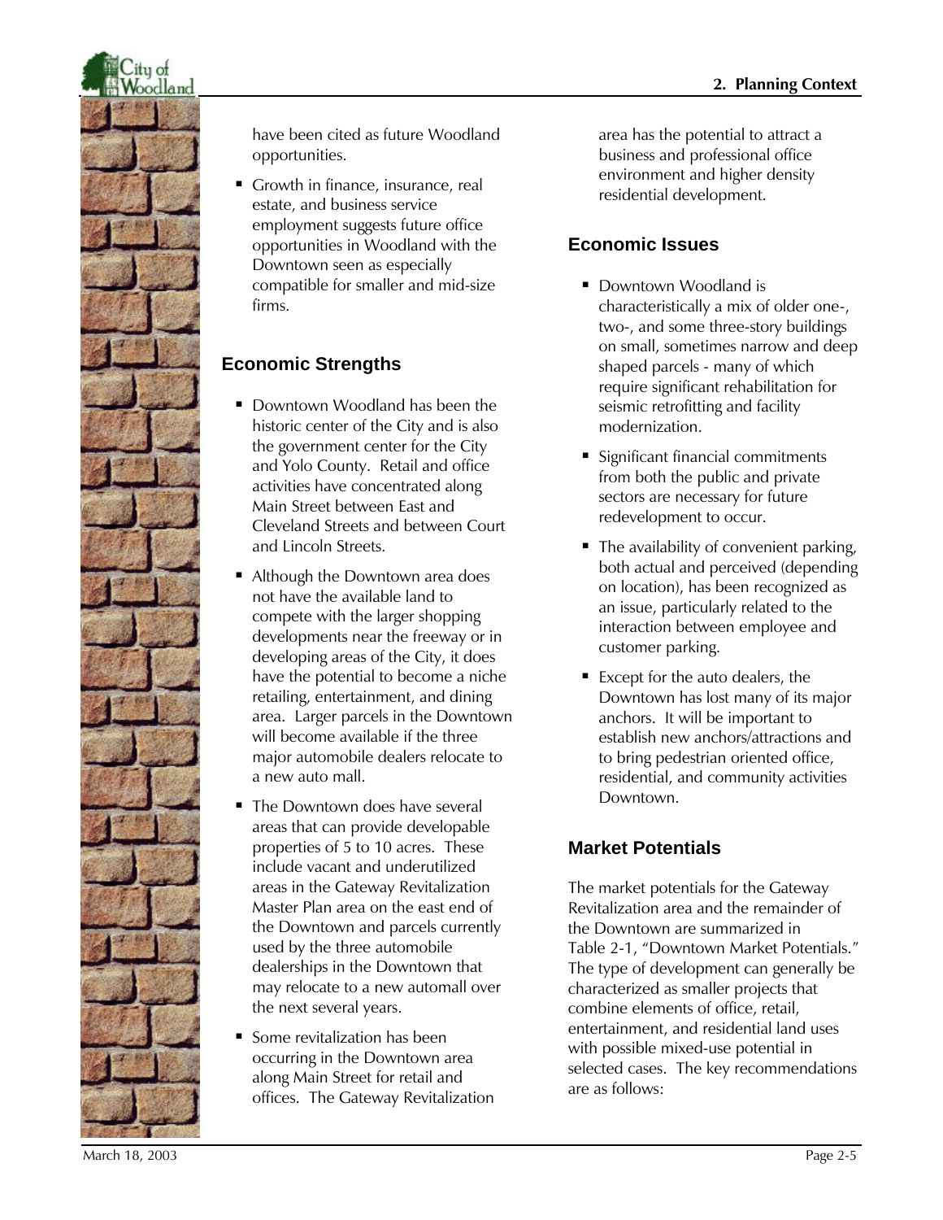have been cited as future Woodland opportunities.

- Growth in finance, insurance, real estate, and business service employment suggests future office opportunities in Woodland with the Downtown seen as especially compatible for smaller and mid-size firms.

### Economic Strengths

- Downtown Woodland has been the historic center of the City and is also the government center for the City and Yolo County. Retail and office activities have concentrated along Main Street between East and Cleveland Streets and between Court and Lincoln Streets.
- Although the Downtown area does not have the available land to compete with the larger shopping developments near the freeway or in developing areas of the City, it does have the potential to become a niche retailing, entertainment, and dining area. Larger parcels in the Downtown will become available if the three major automobile dealers relocate to a new auto mall.
- The Downtown does have several areas that can provide developable properties of 5 to 10 acres. These include vacant and underutilized areas in the Gateway Revitalization Master Plan area on the east end of the Downtown and parcels currently used by the three automobile dealerships in the Downtown that may relocate to a new automall over the next several years.
- Some revitalization has been occurring in the Downtown area along Main Street for retail and offices. The Gateway Revitalization area has the potential to attract a business and professional office environment and higher density residential development.

### Economic Issues

- Downtown Woodland is characteristically a mix of older one-, two-, and some three-story buildings on small, sometimes narrow and deep shaped parcels - many of which require significant rehabilitation for seismic retrofitting and facility modernization.
- Significant financial commitments from both the public and private sectors are necessary for future redevelopment to occur.
- The availability of convenient parking, both actual and perceived (depending on location), has been recognized as an issue, particularly related to the interaction between employee and customer parking.
- Except for the auto dealers, the Downtown has lost many of its major anchors. It will be important to establish new anchors/attractions and to bring pedestrian oriented office, residential, and community activities Downtown.

### Market Potentials

The market potentials for the Gateway Revitalization area and the remainder of the Downtown are summarized in Table 2-1, "Downtown Market Potentials." The type of development can generally be characterized as smaller projects that combine elements of office, retail, entertainment, and residential land uses with possible mixed-use potential in selected cases. The key recommendations are as follows: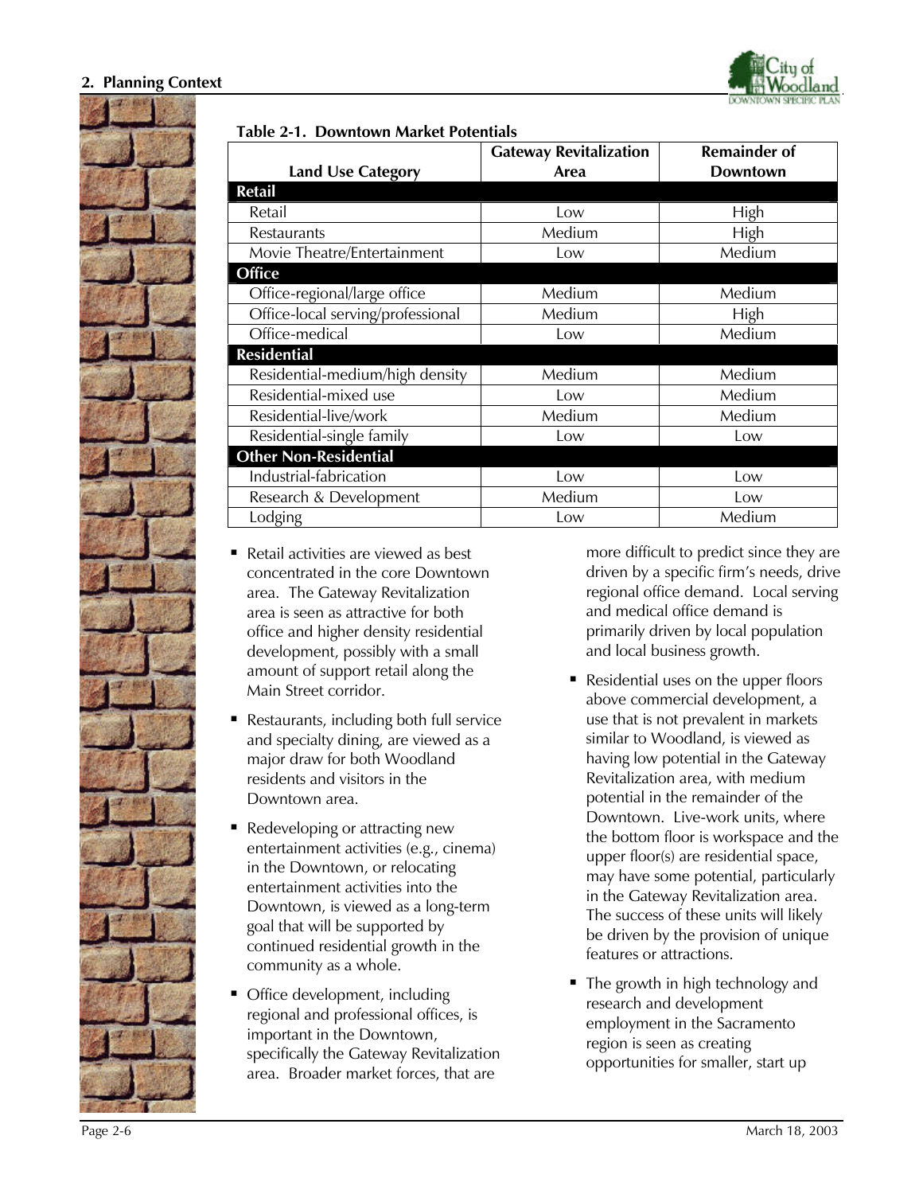**Table 2-1. Downtown Market Potentials**

| Land Use Category | Gateway Revitalization Area | Remainder of Downtown |
|---|---|---|
| **Retail** | | |
| Retail | Low | High |
| Restaurants | Medium | High |
| Movie Theatre/Entertainment | Low | Medium |
| **Office** | | |
| Office-regional/large office | Medium | Medium |
| Office-local serving/professional | Medium | High |
| Office-medical | Low | Medium |
| **Residential** | | |
| Residential-medium/high density | Medium | Medium |
| Residential-mixed use | Low | Medium |
| Residential-live/work | Medium | Medium |
| Residential-single family | Low | Low |
| **Other Non-Residential** | | |
| Industrial-fabrication | Low | Low |
| Research & Development | Medium | Low |
| Lodging | Low | Medium |

- Retail activities are viewed as best concentrated in the core Downtown area. The Gateway Revitalization area is seen as attractive for both office and higher density residential development, possibly with a small amount of support retail along the Main Street corridor.
- Restaurants, including both full service and specialty dining, are viewed as a major draw for both Woodland residents and visitors in the Downtown area.
- Redeveloping or attracting new entertainment activities (e.g., cinema) in the Downtown, or relocating entertainment activities into the Downtown, is viewed as a long-term goal that will be supported by continued residential growth in the community as a whole.
- Office development, including regional and professional offices, is important in the Downtown, specifically the Gateway Revitalization area. Broader market forces, that are more difficult to predict since they are driven by a specific firm's needs, drive regional office demand. Local serving and medical office demand is primarily driven by local population and local business growth.
- Residential uses on the upper floors above commercial development, a use that is not prevalent in markets similar to Woodland, is viewed as having low potential in the Gateway Revitalization area, with medium potential in the remainder of the Downtown. Live-work units, where the bottom floor is workspace and the upper floor(s) are residential space, may have some potential, particularly in the Gateway Revitalization area. The success of these units will likely be driven by the provision of unique features or attractions.
- The growth in high technology and research and development employment in the Sacramento region is seen as creating opportunities for smaller, start up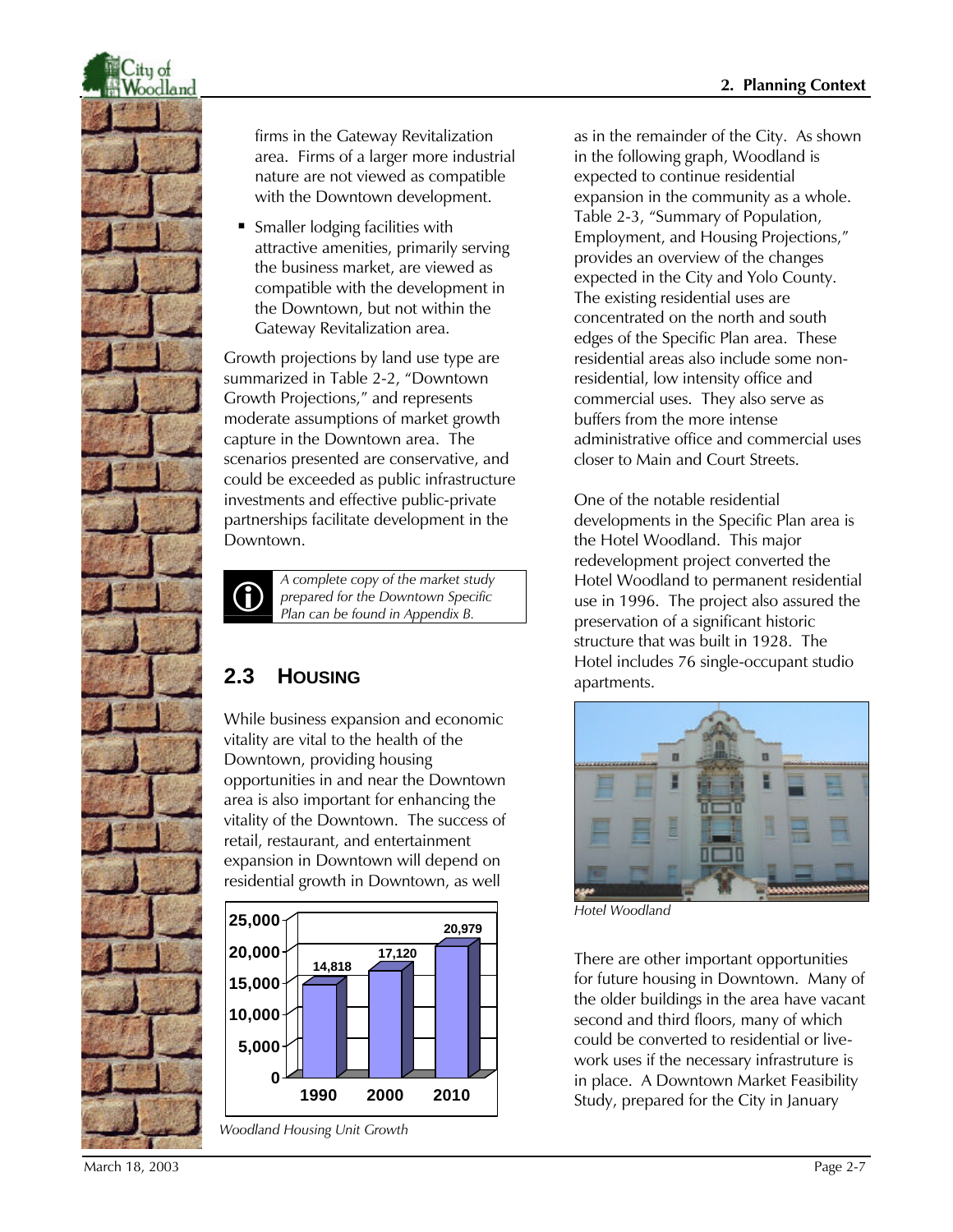firms in the Gateway Revitalization area. Firms of a larger more industrial nature are not viewed as compatible with the Downtown development.

- Smaller lodging facilities with attractive amenities, primarily serving the business market, are viewed as compatible with the development in the Downtown, but not within the Gateway Revitalization area.

Growth projections by land use type are summarized in Table 2-2, "Downtown Growth Projections," and represents moderate assumptions of market growth capture in the Downtown area. The scenarios presented are conservative, and could be exceeded as public infrastructure investments and effective public-private partnerships facilitate development in the Downtown.

*A complete copy of the market study prepared for the Downtown Specific Plan can be found in Appendix B.*

## 2.3 Housing

While business expansion and economic vitality are vital to the health of the Downtown, providing housing opportunities in and near the Downtown area is also important for enhancing the vitality of the Downtown. The success of retail, restaurant, and entertainment expansion in Downtown will depend on residential growth in Downtown, as well as in the remainder of the City. As shown in the following graph, Woodland is expected to continue residential expansion in the community as a whole. Table 2-3, "Summary of Population, Employment, and Housing Projections," provides an overview of the changes expected in the City and Yolo County. The existing residential uses are concentrated on the north and south edges of the Specific Plan area. These residential areas also include some non-residential, low intensity office and commercial uses. They also serve as buffers from the more intense administrative office and commercial uses closer to Main and Court Streets.

| Year | Housing Units |
|---|---|
| 1990 | 14,818 |
| 2000 | 17,120 |
| 2010 | 20,979 |

*Woodland Housing Unit Growth*

One of the notable residential developments in the Specific Plan area is the Hotel Woodland. This major redevelopment project converted the Hotel Woodland to permanent residential use in 1996. The project also assured the preservation of a significant historic structure that was built in 1928. The Hotel includes 76 single-occupant studio apartments.

*Hotel Woodland*

There are other important opportunities for future housing in Downtown. Many of the older buildings in the area have vacant second and third floors, many of which could be converted to residential or live-work uses if the necessary infrastructure is in place. A Downtown Market Feasibility Study, prepared for the City in January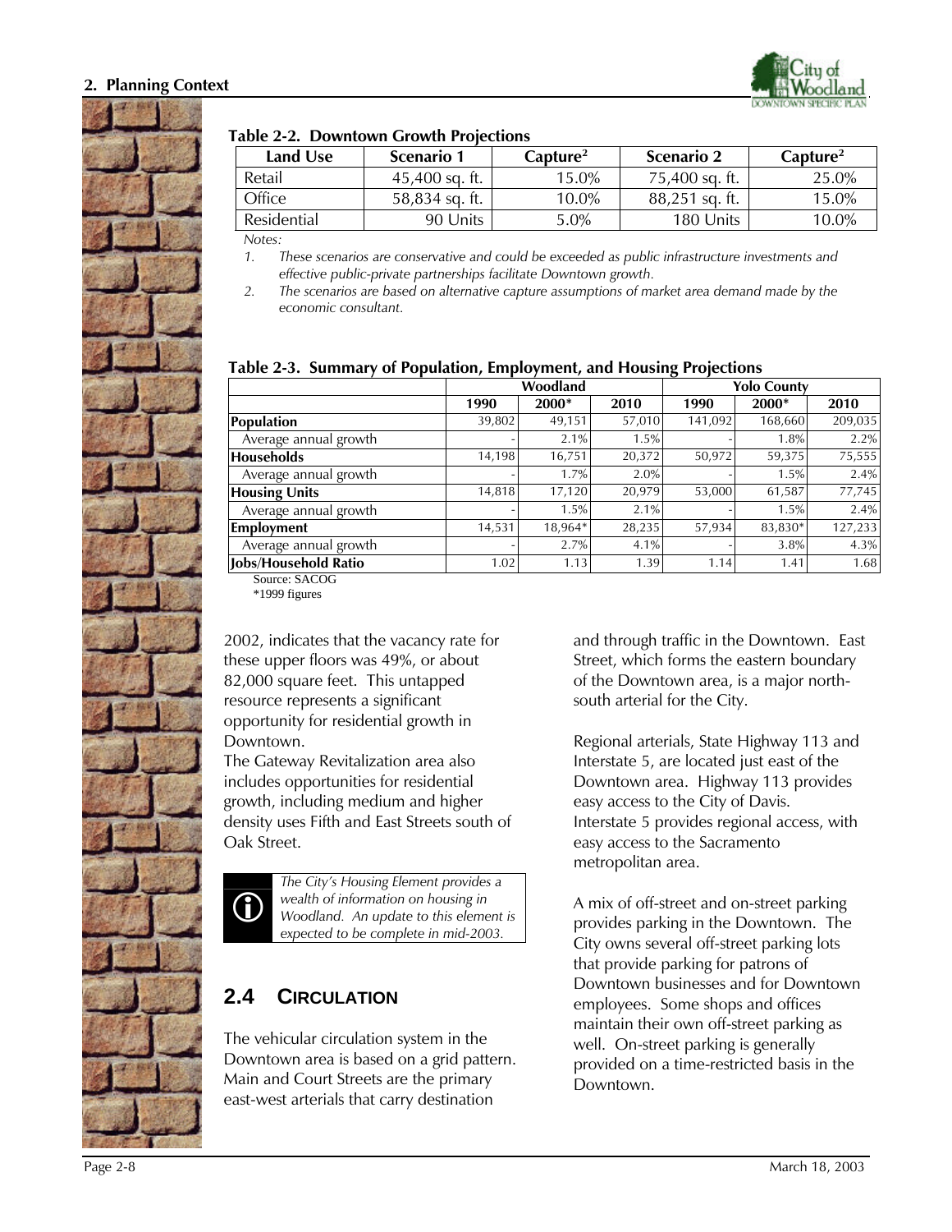**Table 2-2. Downtown Growth Projections**

| Land Use | Scenario 1 | Capture[2] | Scenario 2 | Capture[2] |
|---|---|---|---|---|
| Retail | 45,400 sq. ft. | 15.0% | 75,400 sq. ft. | 25.0% |
| Office | 58,834 sq. ft. | 10.0% | 88,251 sq. ft. | 15.0% |
| Residential | 90 Units | 5.0% | 180 Units | 10.0% |

*Notes:*

1. *These scenarios are conservative and could be exceeded as public infrastructure investments and effective public-private partnerships facilitate Downtown growth.*
2. *The scenarios are based on alternative capture assumptions of market area demand made by the economic consultant.*

**Table 2-3. Summary of Population, Employment, and Housing Projections**

| | Woodland | | | Yolo County | | |
|---|---|---|---|---|---|---|
| | 1990 | 2000* | 2010 | 1990 | 2000* | 2010 |
| **Population** | 39,802 | 49,151 | 57,010 | 141,092 | 168,660 | 209,035 |
| Average annual growth | - | 2.1% | 1.5% | - | 1.8% | 2.2% |
| **Households** | 14,198 | 16,751 | 20,372 | 50,972 | 59,375 | 75,555 |
| Average annual growth | - | 1.7% | 2.0% | - | 1.5% | 2.4% |
| **Housing Units** | 14,818 | 17,120 | 20,979 | 53,000 | 61,587 | 77,745 |
| Average annual growth | - | 1.5% | 2.1% | - | 1.5% | 2.4% |
| **Employment** | 14,531 | 18,964* | 28,235 | 57,934 | 83,830* | 127,233 |
| Average annual growth | - | 2.7% | 4.1% | - | 3.8% | 4.3% |
| **Jobs/Household Ratio** | 1.02 | 1.13 | 1.39 | 1.14 | 1.41 | 1.68 |

Source: SACOG

*1999 figures

2002, indicates that the vacancy rate for these upper floors was 49%, or about 82,000 square feet. This untapped resource represents a significant opportunity for residential growth in Downtown.

The Gateway Revitalization area also includes opportunities for residential growth, including medium and higher density uses Fifth and East Streets south of Oak Street.

*The City's Housing Element provides a wealth of information on housing in Woodland. An update to this element is expected to be complete in mid-2003.*

## 2.4 CIRCULATION

The vehicular circulation system in the Downtown area is based on a grid pattern. Main and Court Streets are the primary east-west arterials that carry destination and through traffic in the Downtown. East Street, which forms the eastern boundary of the Downtown area, is a major north-south arterial for the City.

Regional arterials, State Highway 113 and Interstate 5, are located just east of the Downtown area. Highway 113 provides easy access to the City of Davis. Interstate 5 provides regional access, with easy access to the Sacramento metropolitan area.

A mix of off-street and on-street parking provides parking in the Downtown. The City owns several off-street parking lots that provide parking for patrons of Downtown businesses and for Downtown employees. Some shops and offices maintain their own off-street parking as well. On-street parking is generally provided on a time-restricted basis in the Downtown.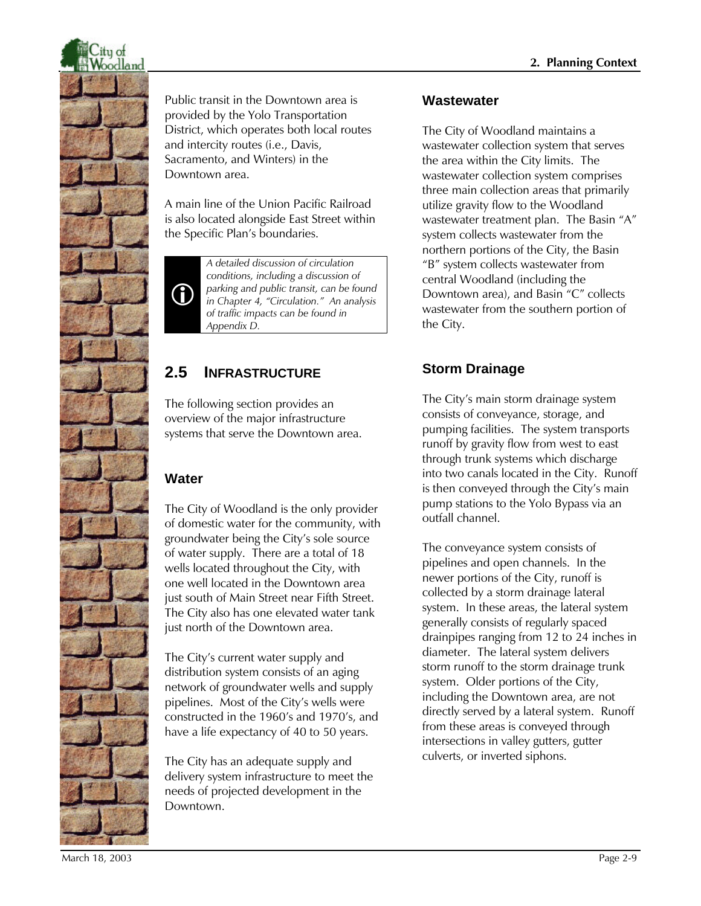Public transit in the Downtown area is provided by the Yolo Transportation District, which operates both local routes and intercity routes (i.e., Davis, Sacramento, and Winters) in the Downtown area.

A main line of the Union Pacific Railroad is also located alongside East Street within the Specific Plan's boundaries.

> *A detailed discussion of circulation conditions, including a discussion of parking and public transit, can be found in Chapter 4, "Circulation." An analysis of traffic impacts can be found in Appendix D.*

## 2.5 INFRASTRUCTURE

The following section provides an overview of the major infrastructure systems that serve the Downtown area.

### Water

The City of Woodland is the only provider of domestic water for the community, with groundwater being the City's sole source of water supply. There are a total of 18 wells located throughout the City, with one well located in the Downtown area just south of Main Street near Fifth Street. The City also has one elevated water tank just north of the Downtown area.

The City's current water supply and distribution system consists of an aging network of groundwater wells and supply pipelines. Most of the City's wells were constructed in the 1960's and 1970's, and have a life expectancy of 40 to 50 years.

The City has an adequate supply and delivery system infrastructure to meet the needs of projected development in the Downtown.

### Wastewater

The City of Woodland maintains a wastewater collection system that serves the area within the City limits. The wastewater collection system comprises three main collection areas that primarily utilize gravity flow to the Woodland wastewater treatment plan. The Basin "A" system collects wastewater from the northern portions of the City, the Basin "B" system collects wastewater from central Woodland (including the Downtown area), and Basin "C" collects wastewater from the southern portion of the City.

### Storm Drainage

The City's main storm drainage system consists of conveyance, storage, and pumping facilities. The system transports runoff by gravity flow from west to east through trunk systems which discharge into two canals located in the City. Runoff is then conveyed through the City's main pump stations to the Yolo Bypass via an outfall channel.

The conveyance system consists of pipelines and open channels. In the newer portions of the City, runoff is collected by a storm drainage lateral system. In these areas, the lateral system generally consists of regularly spaced drainpipes ranging from 12 to 24 inches in diameter. The lateral system delivers storm runoff to the storm drainage trunk system. Older portions of the City, including the Downtown area, are not directly served by a lateral system. Runoff from these areas is conveyed through intersections in valley gutters, gutter culverts, or inverted siphons.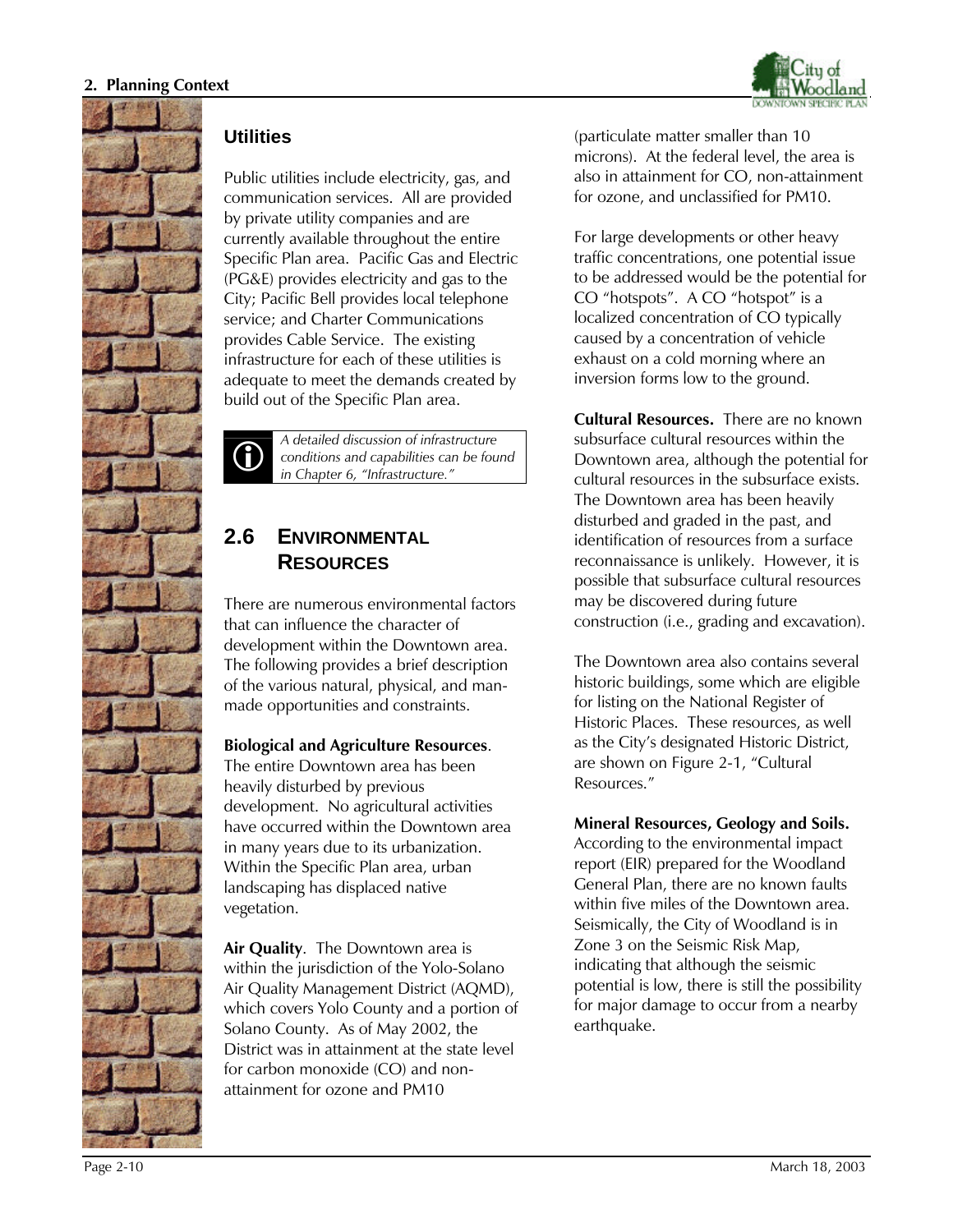## Utilities

Public utilities include electricity, gas, and communication services. All are provided by private utility companies and are currently available throughout the entire Specific Plan area. Pacific Gas and Electric (PG&E) provides electricity and gas to the City; Pacific Bell provides local telephone service; and Charter Communications provides Cable Service. The existing infrastructure for each of these utilities is adequate to meet the demands created by build out of the Specific Plan area.

> *A detailed discussion of infrastructure conditions and capabilities can be found in Chapter 6, "Infrastructure."*

## 2.6 Environmental Resources

There are numerous environmental factors that can influence the character of development within the Downtown area. The following provides a brief description of the various natural, physical, and man-made opportunities and constraints.

**Biological and Agriculture Resources**. The entire Downtown area has been heavily disturbed by previous development. No agricultural activities have occurred within the Downtown area in many years due to its urbanization. Within the Specific Plan area, urban landscaping has displaced native vegetation.

**Air Quality**. The Downtown area is within the jurisdiction of the Yolo-Solano Air Quality Management District (AQMD), which covers Yolo County and a portion of Solano County. As of May 2002, the District was in attainment at the state level for carbon monoxide (CO) and non-attainment for ozone and PM10 (particulate matter smaller than 10 microns). At the federal level, the area is also in attainment for CO, non-attainment for ozone, and unclassified for PM10.

For large developments or other heavy traffic concentrations, one potential issue to be addressed would be the potential for CO "hotspots". A CO "hotspot" is a localized concentration of CO typically caused by a concentration of vehicle exhaust on a cold morning where an inversion forms low to the ground.

**Cultural Resources.** There are no known subsurface cultural resources within the Downtown area, although the potential for cultural resources in the subsurface exists. The Downtown area has been heavily disturbed and graded in the past, and identification of resources from a surface reconnaissance is unlikely. However, it is possible that subsurface cultural resources may be discovered during future construction (i.e., grading and excavation).

The Downtown area also contains several historic buildings, some which are eligible for listing on the National Register of Historic Places. These resources, as well as the City's designated Historic District, are shown on Figure 2-1, "Cultural Resources."

**Mineral Resources, Geology and Soils.** According to the environmental impact report (EIR) prepared for the Woodland General Plan, there are no known faults within five miles of the Downtown area. Seismically, the City of Woodland is in Zone 3 on the Seismic Risk Map, indicating that although the seismic potential is low, there is still the possibility for major damage to occur from a nearby earthquake.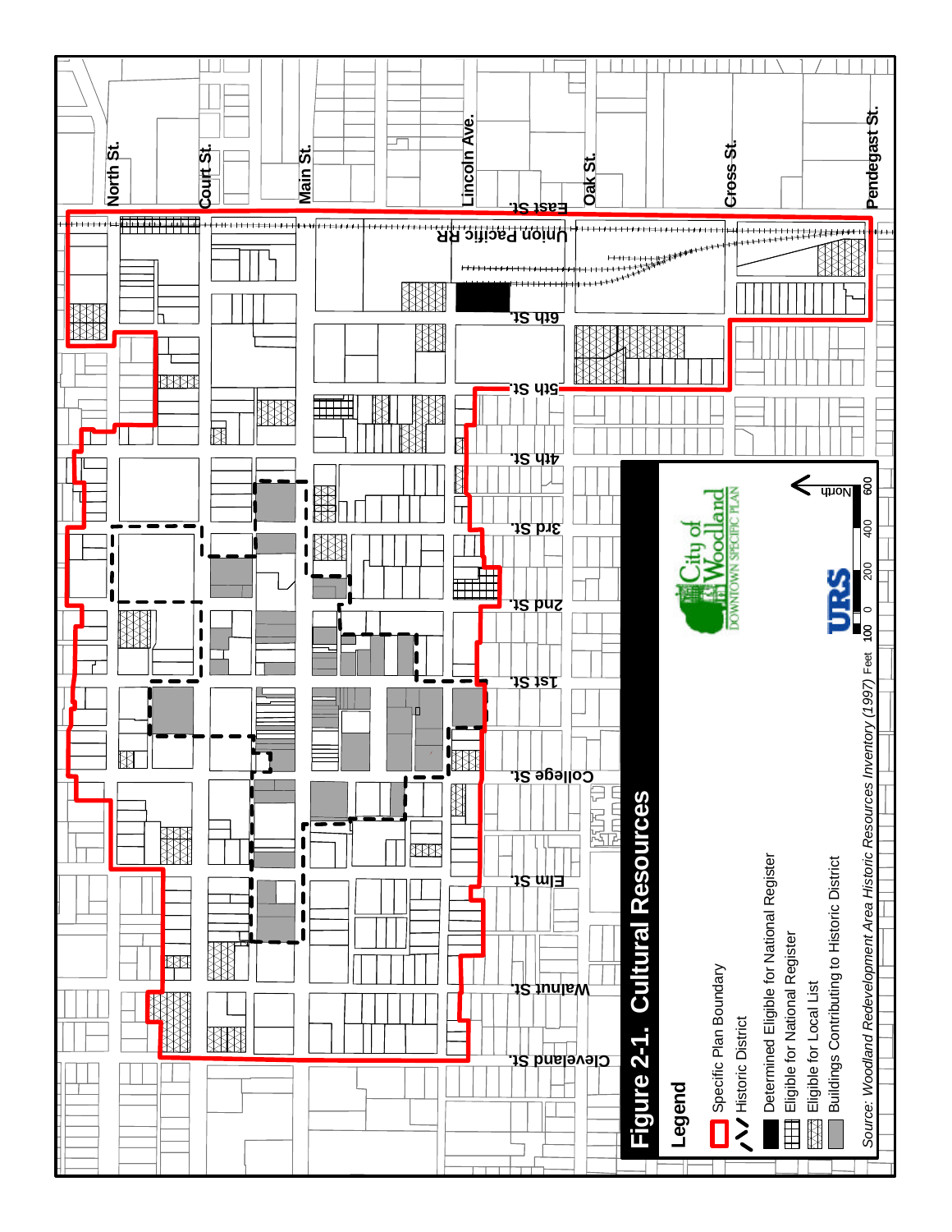# Figure 2-1. Cultural Resources

**Legend**

- Specific Plan Boundary
- Historic District
- Determined Eligible for National Register
- Eligible for National Register
- Eligible for Local List
- Buildings Contributing to Historic District

*Source: Woodland Redevelopment Area Historic Resources Inventory (1997)*

North St. · Court St. · Main St. · Lincoln Ave. · Oak St. · Cross St. · Pendegast St. · East St. · Union Pacific RR · 6th St. · 5th St. · 4th St. · 3rd St. · 2nd St. · 1st St. · College St. · Elm St. · Walnut St. · Cleveland St.

North

Feet 100 0 200 400 600

City of Woodland Downtown Specific Plan

URS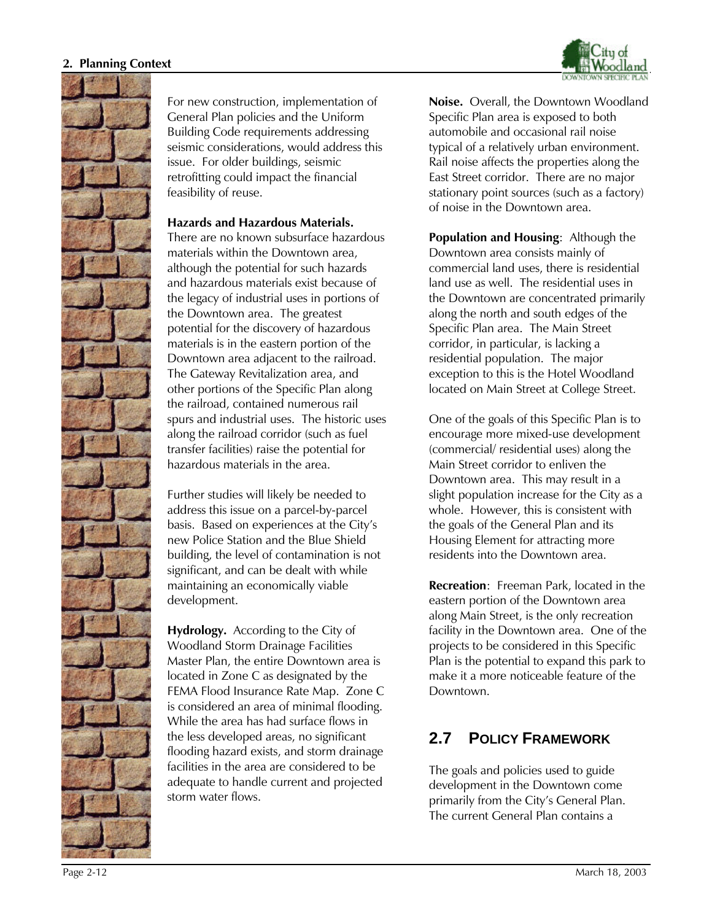For new construction, implementation of General Plan policies and the Uniform Building Code requirements addressing seismic considerations, would address this issue. For older buildings, seismic retrofitting could impact the financial feasibility of reuse.

**Hazards and Hazardous Materials.** There are no known subsurface hazardous materials within the Downtown area, although the potential for such hazards and hazardous materials exist because of the legacy of industrial uses in portions of the Downtown area. The greatest potential for the discovery of hazardous materials is in the eastern portion of the Downtown area adjacent to the railroad. The Gateway Revitalization area, and other portions of the Specific Plan along the railroad, contained numerous rail spurs and industrial uses. The historic uses along the railroad corridor (such as fuel transfer facilities) raise the potential for hazardous materials in the area.

Further studies will likely be needed to address this issue on a parcel-by-parcel basis. Based on experiences at the City's new Police Station and the Blue Shield building, the level of contamination is not significant, and can be dealt with while maintaining an economically viable development.

**Hydrology.** According to the City of Woodland Storm Drainage Facilities Master Plan, the entire Downtown area is located in Zone C as designated by the FEMA Flood Insurance Rate Map. Zone C is considered an area of minimal flooding. While the area has had surface flows in the less developed areas, no significant flooding hazard exists, and storm drainage facilities in the area are considered to be adequate to handle current and projected storm water flows.

**Noise.** Overall, the Downtown Woodland Specific Plan area is exposed to both automobile and occasional rail noise typical of a relatively urban environment. Rail noise affects the properties along the East Street corridor. There are no major stationary point sources (such as a factory) of noise in the Downtown area.

**Population and Housing**: Although the Downtown area consists mainly of commercial land uses, there is residential land use as well. The residential uses in the Downtown are concentrated primarily along the north and south edges of the Specific Plan area. The Main Street corridor, in particular, is lacking a residential population. The major exception to this is the Hotel Woodland located on Main Street at College Street.

One of the goals of this Specific Plan is to encourage more mixed-use development (commercial/ residential uses) along the Main Street corridor to enliven the Downtown area. This may result in a slight population increase for the City as a whole. However, this is consistent with the goals of the General Plan and its Housing Element for attracting more residents into the Downtown area.

**Recreation**: Freeman Park, located in the eastern portion of the Downtown area along Main Street, is the only recreation facility in the Downtown area. One of the projects to be considered in this Specific Plan is the potential to expand this park to make it a more noticeable feature of the Downtown.

## 2.7 Policy Framework

The goals and policies used to guide development in the Downtown come primarily from the City's General Plan. The current General Plan contains a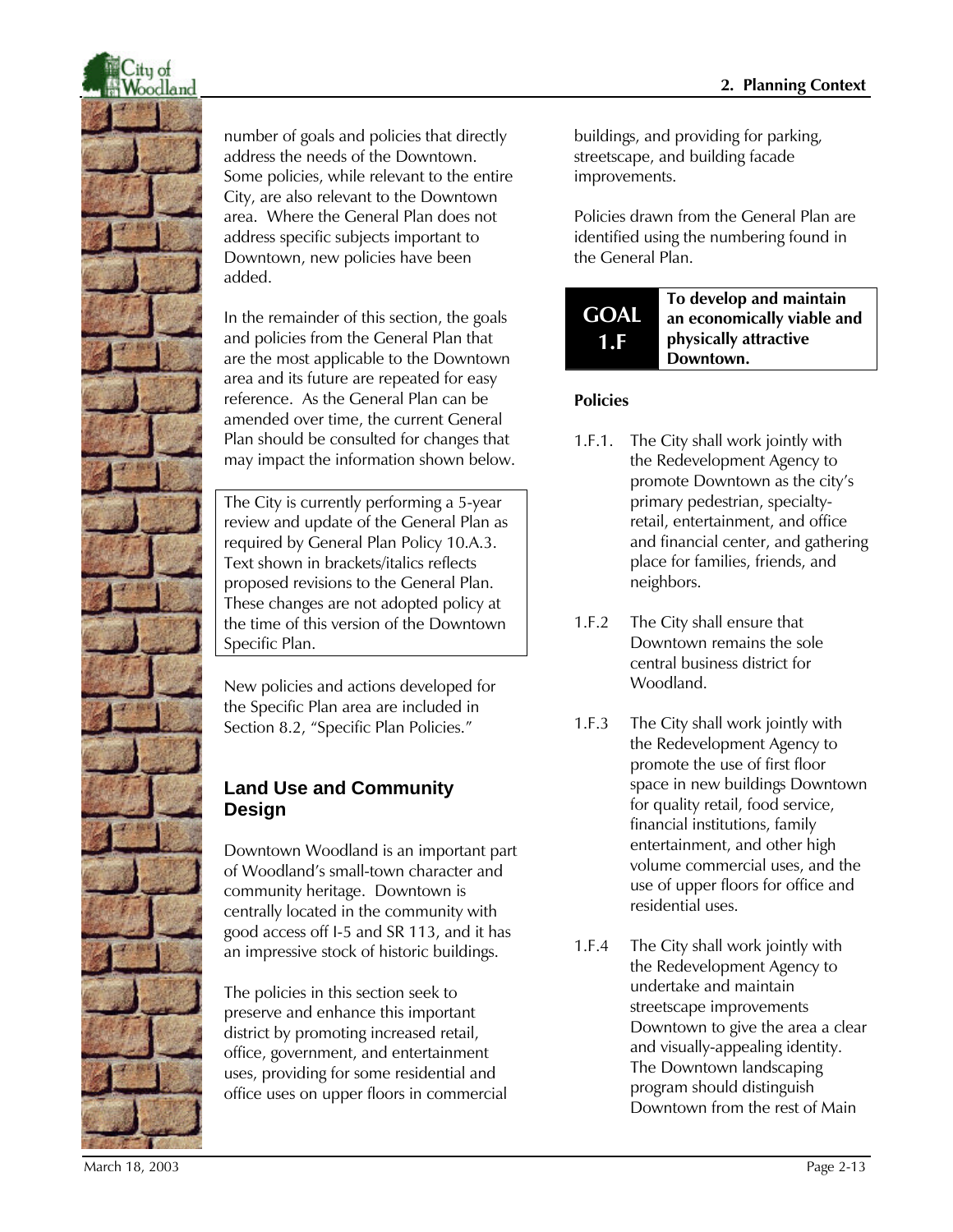number of goals and policies that directly address the needs of the Downtown. Some policies, while relevant to the entire City, are also relevant to the Downtown area. Where the General Plan does not address specific subjects important to Downtown, new policies have been added.

In the remainder of this section, the goals and policies from the General Plan that are the most applicable to the Downtown area and its future are repeated for easy reference. As the General Plan can be amended over time, the current General Plan should be consulted for changes that may impact the information shown below.

> The City is currently performing a 5-year review and update of the General Plan as required by General Plan Policy 10.A.3. Text shown in brackets/italics reflects proposed revisions to the General Plan. These changes are not adopted policy at the time of this version of the Downtown Specific Plan.

New policies and actions developed for the Specific Plan area are included in Section 8.2, "Specific Plan Policies."

## Land Use and Community Design

Downtown Woodland is an important part of Woodland's small-town character and community heritage. Downtown is centrally located in the community with good access off I-5 and SR 113, and it has an impressive stock of historic buildings.

The policies in this section seek to preserve and enhance this important district by promoting increased retail, office, government, and entertainment uses, providing for some residential and office uses on upper floors in commercial buildings, and providing for parking, streetscape, and building facade improvements.

Policies drawn from the General Plan are identified using the numbering found in the General Plan.

| GOAL 1.F | To develop and maintain an economically viable and physically attractive Downtown. |
|---|---|

**Policies**

1.F.1. The City shall work jointly with the Redevelopment Agency to promote Downtown as the city's primary pedestrian, specialty-retail, entertainment, and office and financial center, and gathering place for families, friends, and neighbors.

1.F.2 The City shall ensure that Downtown remains the sole central business district for Woodland.

1.F.3 The City shall work jointly with the Redevelopment Agency to promote the use of first floor space in new buildings Downtown for quality retail, food service, financial institutions, family entertainment, and other high volume commercial uses, and the use of upper floors for office and residential uses.

1.F.4 The City shall work jointly with the Redevelopment Agency to undertake and maintain streetscape improvements Downtown to give the area a clear and visually-appealing identity. The Downtown landscaping program should distinguish Downtown from the rest of Main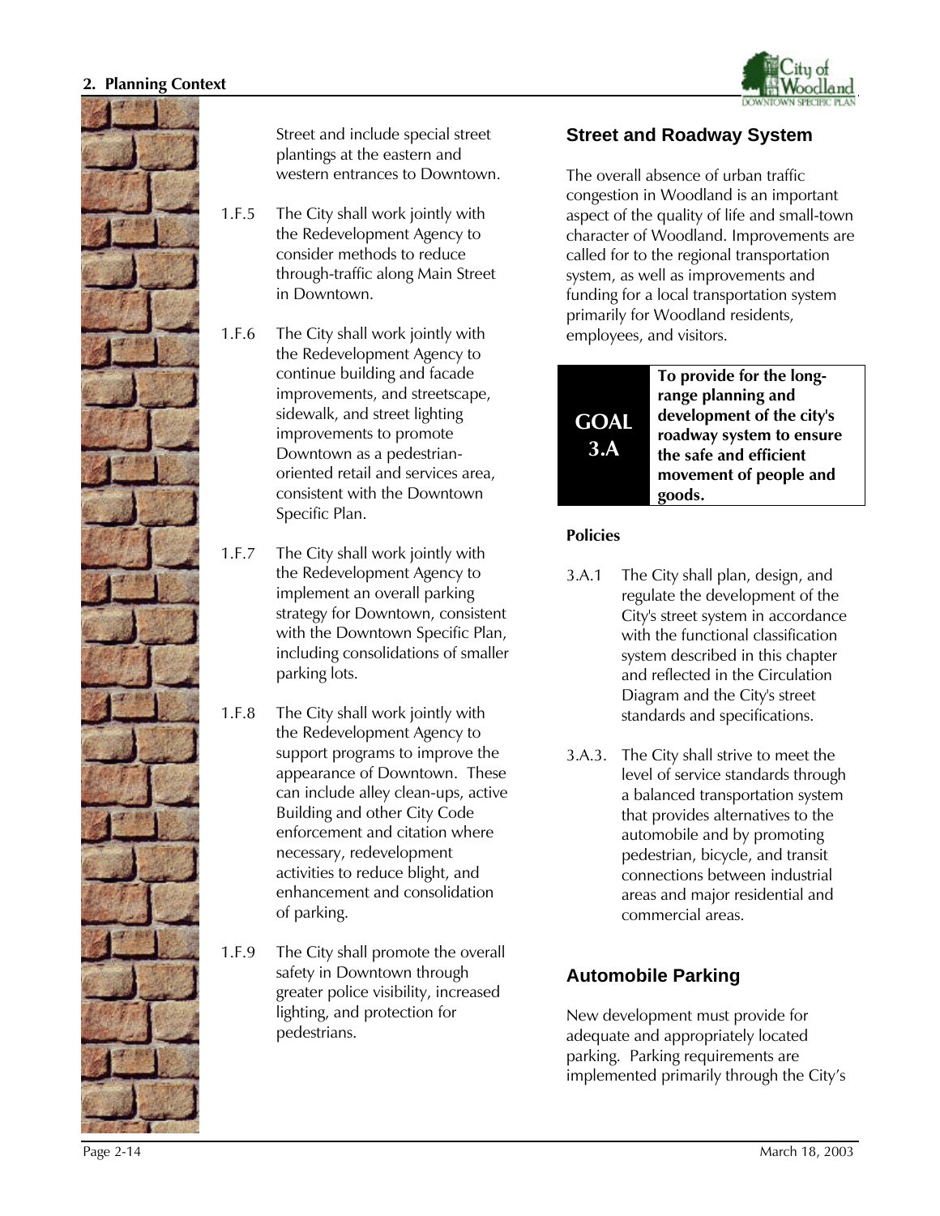Street and include special street plantings at the eastern and western entrances to Downtown.

1.F.5 The City shall work jointly with the Redevelopment Agency to consider methods to reduce through-traffic along Main Street in Downtown.

1.F.6 The City shall work jointly with the Redevelopment Agency to continue building and facade improvements, and streetscape, sidewalk, and street lighting improvements to promote Downtown as a pedestrian-oriented retail and services area, consistent with the Downtown Specific Plan.

1.F.7 The City shall work jointly with the Redevelopment Agency to implement an overall parking strategy for Downtown, consistent with the Downtown Specific Plan, including consolidations of smaller parking lots.

1.F.8 The City shall work jointly with the Redevelopment Agency to support programs to improve the appearance of Downtown. These can include alley clean-ups, active Building and other City Code enforcement and citation where necessary, redevelopment activities to reduce blight, and enhancement and consolidation of parking.

1.F.9 The City shall promote the overall safety in Downtown through greater police visibility, increased lighting, and protection for pedestrians.

## Street and Roadway System

The overall absence of urban traffic congestion in Woodland is an important aspect of the quality of life and small-town character of Woodland. Improvements are called for to the regional transportation system, as well as improvements and funding for a local transportation system primarily for Woodland residents, employees, and visitors.

| GOAL 3.A | To provide for the long-range planning and development of the city's roadway system to ensure the safe and efficient movement of people and goods. |
|---|---|

**Policies**

3.A.1 The City shall plan, design, and regulate the development of the City's street system in accordance with the functional classification system described in this chapter and reflected in the Circulation Diagram and the City's street standards and specifications.

3.A.3. The City shall strive to meet the level of service standards through a balanced transportation system that provides alternatives to the automobile and by promoting pedestrian, bicycle, and transit connections between industrial areas and major residential and commercial areas.

## Automobile Parking

New development must provide for adequate and appropriately located parking. Parking requirements are implemented primarily through the City's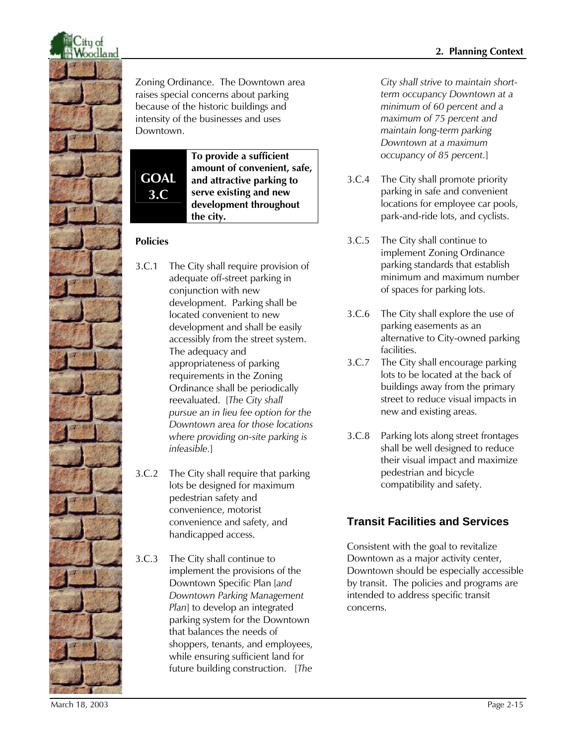Zoning Ordinance. The Downtown area raises special concerns about parking because of the historic buildings and intensity of the businesses and uses Downtown.

**GOAL 3.C** **To provide a sufficient amount of convenient, safe, and attractive parking to serve existing and new development throughout the city.**

**Policies**

3.C.1 The City shall require provision of adequate off-street parking in conjunction with new development. Parking shall be located convenient to new development and shall be easily accessibly from the street system. The adequacy and appropriateness of parking requirements in the Zoning Ordinance shall be periodically reevaluated. [*The City shall pursue an in lieu fee option for the Downtown area for those locations where providing on-site parking is infeasible.*]

3.C.2 The City shall require that parking lots be designed for maximum pedestrian safety and convenience, motorist convenience and safety, and handicapped access.

3.C.3 The City shall continue to implement the provisions of the Downtown Specific Plan [*and Downtown Parking Management Plan*] to develop an integrated parking system for the Downtown that balances the needs of shoppers, tenants, and employees, while ensuring sufficient land for future building construction. [*The City shall strive to maintain short-term occupancy Downtown at a minimum of 60 percent and a maximum of 75 percent and maintain long-term parking Downtown at a maximum occupancy of 85 percent.*]

3.C.4 The City shall promote priority parking in safe and convenient locations for employee car pools, park-and-ride lots, and cyclists.

3.C.5 The City shall continue to implement Zoning Ordinance parking standards that establish minimum and maximum number of spaces for parking lots.

3.C.6 The City shall explore the use of parking easements as an alternative to City-owned parking facilities.

3.C.7 The City shall encourage parking lots to be located at the back of buildings away from the primary street to reduce visual impacts in new and existing areas.

3.C.8 Parking lots along street frontages shall be well designed to reduce their visual impact and maximize pedestrian and bicycle compatibility and safety.

### Transit Facilities and Services

Consistent with the goal to revitalize Downtown as a major activity center, Downtown should be especially accessible by transit. The policies and programs are intended to address specific transit concerns.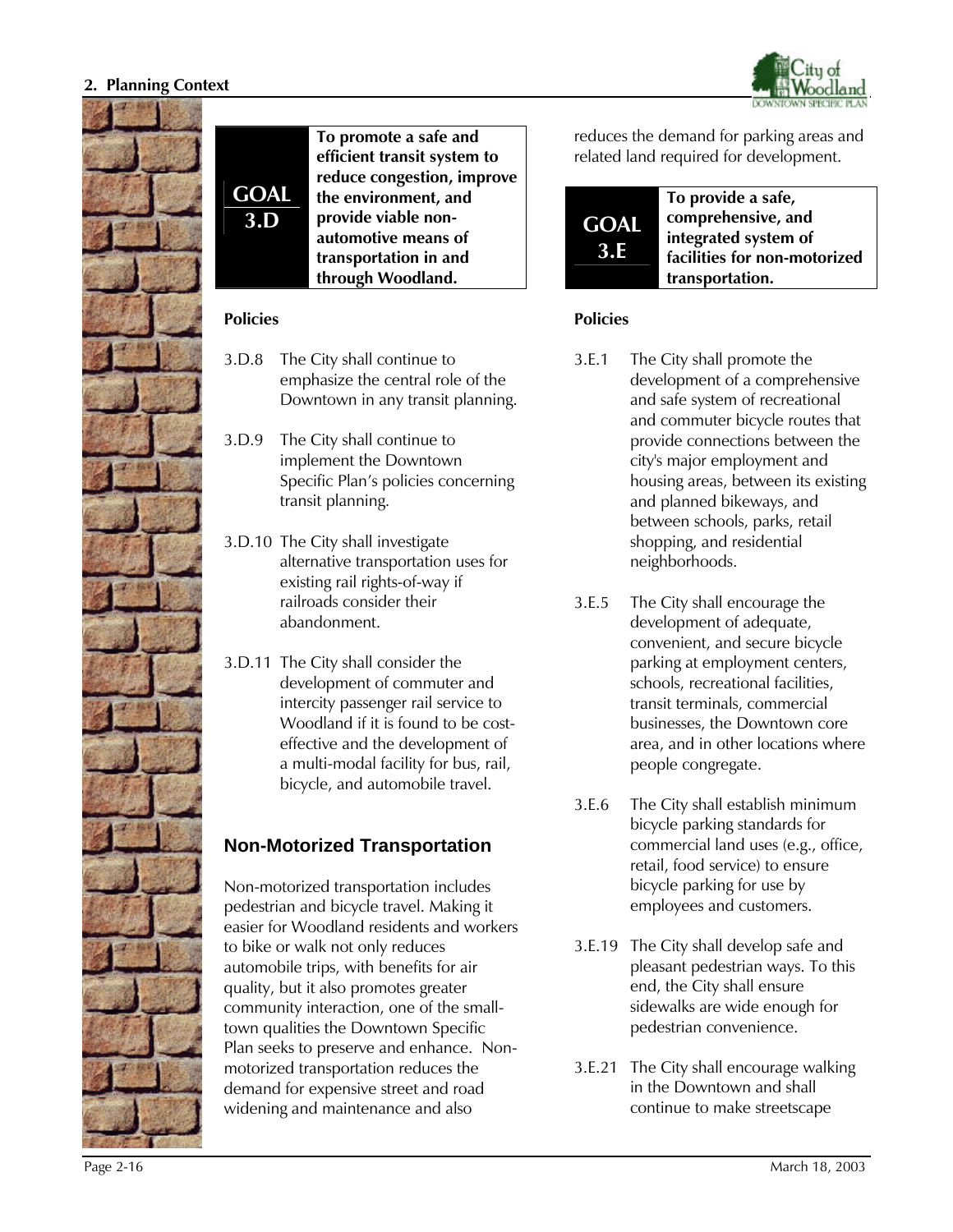**GOAL 3.D** **To promote a safe and efficient transit system to reduce congestion, improve the environment, and provide viable non-automotive means of transportation in and through Woodland.**

**Policies**

3.D.8 The City shall continue to emphasize the central role of the Downtown in any transit planning.

3.D.9 The City shall continue to implement the Downtown Specific Plan's policies concerning transit planning.

3.D.10 The City shall investigate alternative transportation uses for existing rail rights-of-way if railroads consider their abandonment.

3.D.11 The City shall consider the development of commuter and intercity passenger rail service to Woodland if it is found to be cost-effective and the development of a multi-modal facility for bus, rail, bicycle, and automobile travel.

## Non-Motorized Transportation

Non-motorized transportation includes pedestrian and bicycle travel. Making it easier for Woodland residents and workers to bike or walk not only reduces automobile trips, with benefits for air quality, but it also promotes greater community interaction, one of the small-town qualities the Downtown Specific Plan seeks to preserve and enhance. Non-motorized transportation reduces the demand for expensive street and road widening and maintenance and also reduces the demand for parking areas and related land required for development.

**GOAL 3.E** **To provide a safe, comprehensive, and integrated system of facilities for non-motorized transportation.**

**Policies**

3.E.1 The City shall promote the development of a comprehensive and safe system of recreational and commuter bicycle routes that provide connections between the city's major employment and housing areas, between its existing and planned bikeways, and between schools, parks, retail shopping, and residential neighborhoods.

3.E.5 The City shall encourage the development of adequate, convenient, and secure bicycle parking at employment centers, schools, recreational facilities, transit terminals, commercial businesses, the Downtown core area, and in other locations where people congregate.

3.E.6 The City shall establish minimum bicycle parking standards for commercial land uses (e.g., office, retail, food service) to ensure bicycle parking for use by employees and customers.

3.E.19 The City shall develop safe and pleasant pedestrian ways. To this end, the City shall ensure sidewalks are wide enough for pedestrian convenience.

3.E.21 The City shall encourage walking in the Downtown and shall continue to make streetscape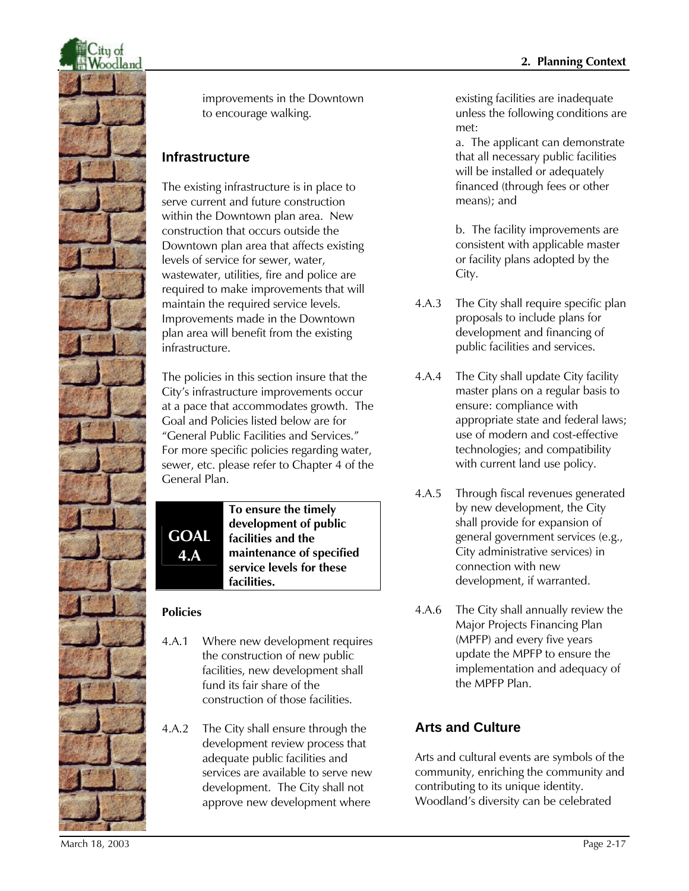improvements in the Downtown to encourage walking.

## Infrastructure

The existing infrastructure is in place to serve current and future construction within the Downtown plan area. New construction that occurs outside the Downtown plan area that affects existing levels of service for sewer, water, wastewater, utilities, fire and police are required to make improvements that will maintain the required service levels. Improvements made in the Downtown plan area will benefit from the existing infrastructure.

The policies in this section insure that the City's infrastructure improvements occur at a pace that accommodates growth. The Goal and Policies listed below are for "General Public Facilities and Services." For more specific policies regarding water, sewer, etc. please refer to Chapter 4 of the General Plan.

| GOAL 4.A | To ensure the timely development of public facilities and the maintenance of specified service levels for these facilities. |
|---|---|

**Policies**

4.A.1 Where new development requires the construction of new public facilities, new development shall fund its fair share of the construction of those facilities.

4.A.2 The City shall ensure through the development review process that adequate public facilities and services are available to serve new development. The City shall not approve new development where existing facilities are inadequate unless the following conditions are met:

a. The applicant can demonstrate that all necessary public facilities will be installed or adequately financed (through fees or other means); and

b. The facility improvements are consistent with applicable master or facility plans adopted by the City.

4.A.3 The City shall require specific plan proposals to include plans for development and financing of public facilities and services.

4.A.4 The City shall update City facility master plans on a regular basis to ensure: compliance with appropriate state and federal laws; use of modern and cost-effective technologies; and compatibility with current land use policy.

4.A.5 Through fiscal revenues generated by new development, the City shall provide for expansion of general government services (e.g., City administrative services) in connection with new development, if warranted.

4.A.6 The City shall annually review the Major Projects Financing Plan (MPFP) and every five years update the MPFP to ensure the implementation and adequacy of the MPFP Plan.

## Arts and Culture

Arts and cultural events are symbols of the community, enriching the community and contributing to its unique identity. Woodland's diversity can be celebrated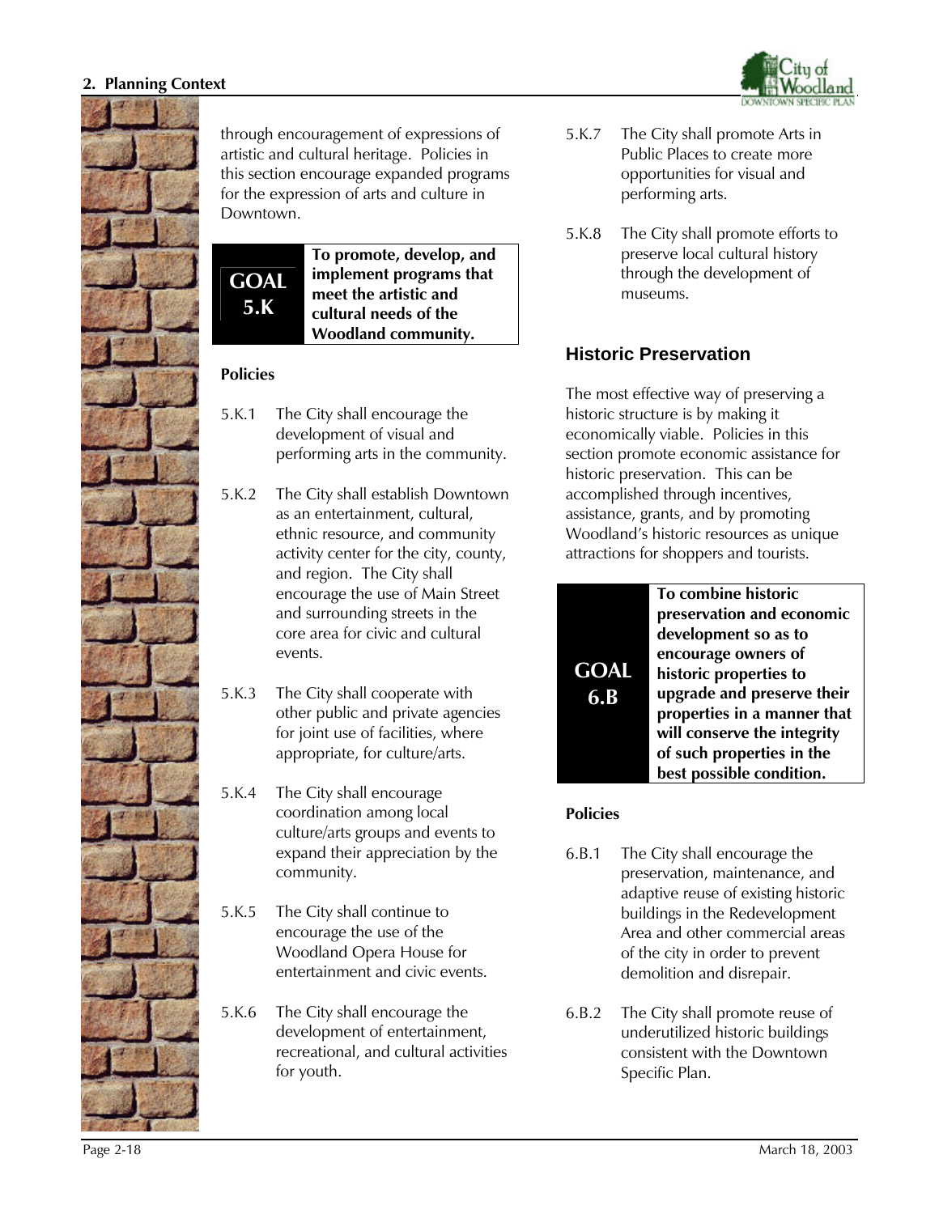through encouragement of expressions of artistic and cultural heritage. Policies in this section encourage expanded programs for the expression of arts and culture in Downtown.

| GOAL 5.K | To promote, develop, and implement programs that meet the artistic and cultural needs of the Woodland community. |
|---|---|

**Policies**

5.K.1 The City shall encourage the development of visual and performing arts in the community.

5.K.2 The City shall establish Downtown as an entertainment, cultural, ethnic resource, and community activity center for the city, county, and region. The City shall encourage the use of Main Street and surrounding streets in the core area for civic and cultural events.

5.K.3 The City shall cooperate with other public and private agencies for joint use of facilities, where appropriate, for culture/arts.

5.K.4 The City shall encourage coordination among local culture/arts groups and events to expand their appreciation by the community.

5.K.5 The City shall continue to encourage the use of the Woodland Opera House for entertainment and civic events.

5.K.6 The City shall encourage the development of entertainment, recreational, and cultural activities for youth.

5.K.7 The City shall promote Arts in Public Places to create more opportunities for visual and performing arts.

5.K.8 The City shall promote efforts to preserve local cultural history through the development of museums.

## Historic Preservation

The most effective way of preserving a historic structure is by making it economically viable. Policies in this section promote economic assistance for historic preservation. This can be accomplished through incentives, assistance, grants, and by promoting Woodland's historic resources as unique attractions for shoppers and tourists.

| GOAL 6.B | To combine historic preservation and economic development so as to encourage owners of historic properties to upgrade and preserve their properties in a manner that will conserve the integrity of such properties in the best possible condition. |
|---|---|

**Policies**

6.B.1 The City shall encourage the preservation, maintenance, and adaptive reuse of existing historic buildings in the Redevelopment Area and other commercial areas of the city in order to prevent demolition and disrepair.

6.B.2 The City shall promote reuse of underutilized historic buildings consistent with the Downtown Specific Plan.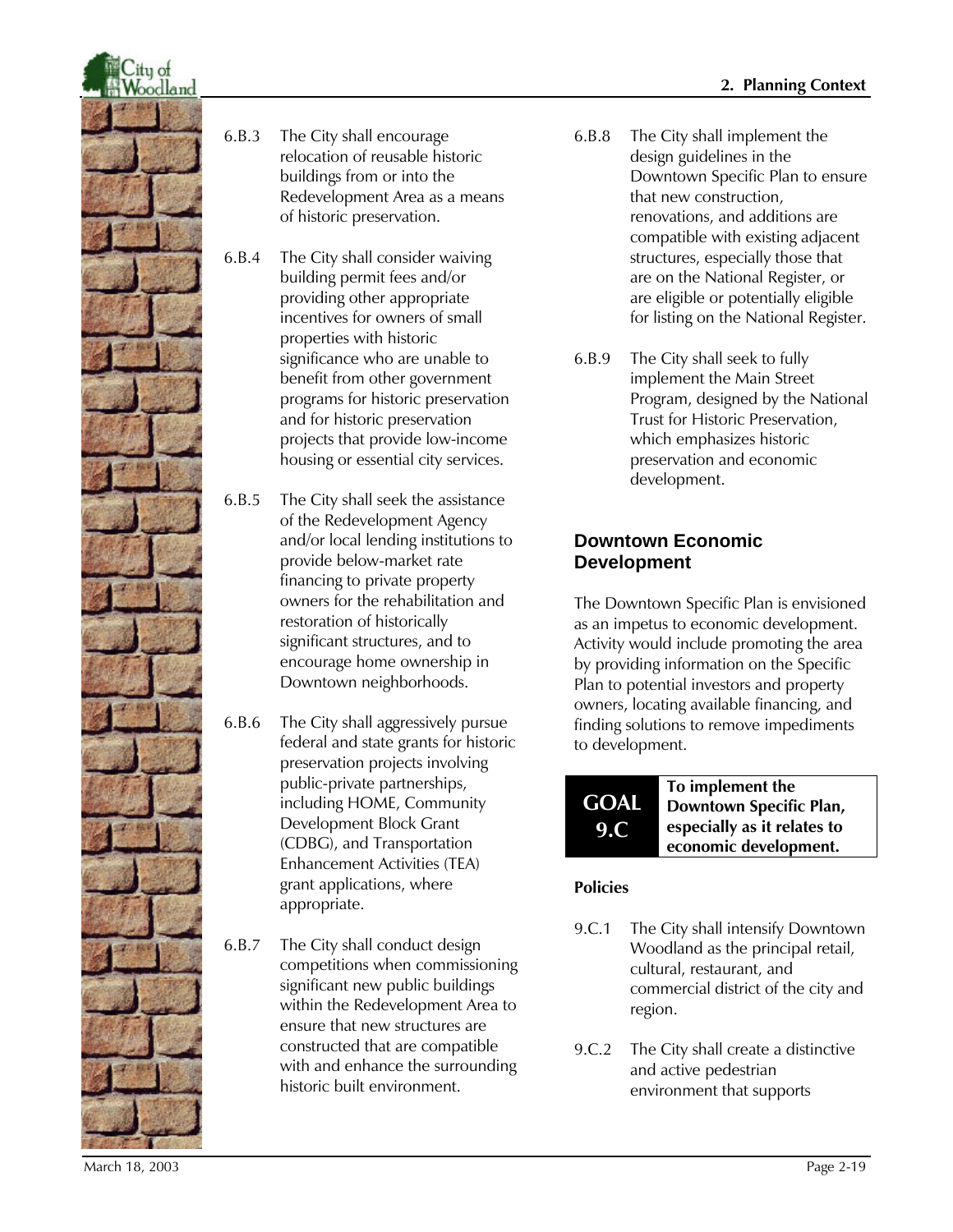6.B.3 The City shall encourage relocation of reusable historic buildings from or into the Redevelopment Area as a means of historic preservation.

6.B.4 The City shall consider waiving building permit fees and/or providing other appropriate incentives for owners of small properties with historic significance who are unable to benefit from other government programs for historic preservation and for historic preservation projects that provide low-income housing or essential city services.

6.B.5 The City shall seek the assistance of the Redevelopment Agency and/or local lending institutions to provide below-market rate financing to private property owners for the rehabilitation and restoration of historically significant structures, and to encourage home ownership in Downtown neighborhoods.

6.B.6 The City shall aggressively pursue federal and state grants for historic preservation projects involving public-private partnerships, including HOME, Community Development Block Grant (CDBG), and Transportation Enhancement Activities (TEA) grant applications, where appropriate.

6.B.7 The City shall conduct design competitions when commissioning significant new public buildings within the Redevelopment Area to ensure that new structures are constructed that are compatible with and enhance the surrounding historic built environment.

6.B.8 The City shall implement the design guidelines in the Downtown Specific Plan to ensure that new construction, renovations, and additions are compatible with existing adjacent structures, especially those that are on the National Register, or are eligible or potentially eligible for listing on the National Register.

6.B.9 The City shall seek to fully implement the Main Street Program, designed by the National Trust for Historic Preservation, which emphasizes historic preservation and economic development.

## Downtown Economic Development

The Downtown Specific Plan is envisioned as an impetus to economic development. Activity would include promoting the area by providing information on the Specific Plan to potential investors and property owners, locating available financing, and finding solutions to remove impediments to development.

| GOAL 9.C | To implement the Downtown Specific Plan, especially as it relates to economic development. |
|---|---|

**Policies**

9.C.1 The City shall intensify Downtown Woodland as the principal retail, cultural, restaurant, and commercial district of the city and region.

9.C.2 The City shall create a distinctive and active pedestrian environment that supports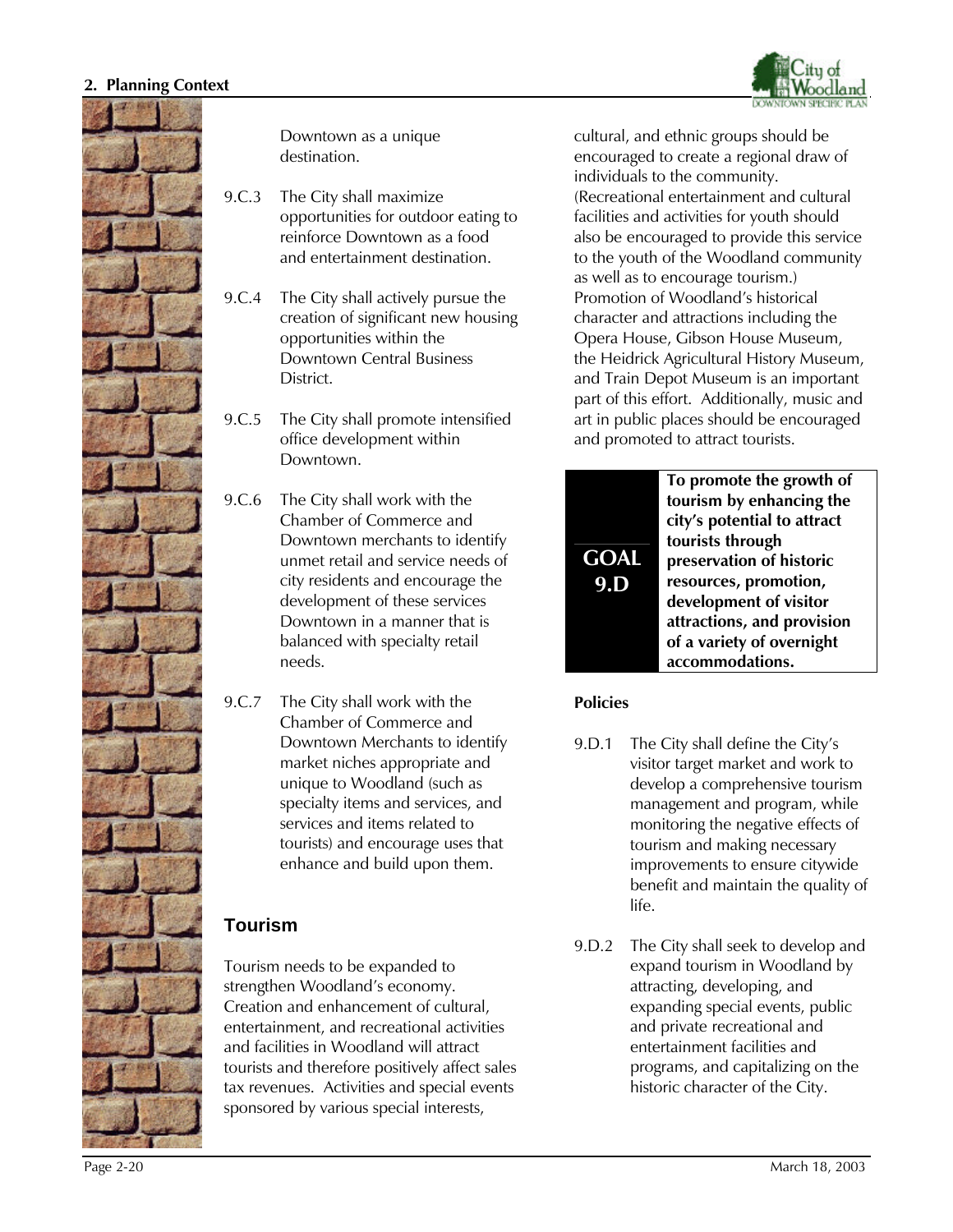Downtown as a unique destination.

9.C.3 The City shall maximize opportunities for outdoor eating to reinforce Downtown as a food and entertainment destination.

9.C.4 The City shall actively pursue the creation of significant new housing opportunities within the Downtown Central Business District.

9.C.5 The City shall promote intensified office development within Downtown.

9.C.6 The City shall work with the Chamber of Commerce and Downtown merchants to identify unmet retail and service needs of city residents and encourage the development of these services Downtown in a manner that is balanced with specialty retail needs.

9.C.7 The City shall work with the Chamber of Commerce and Downtown Merchants to identify market niches appropriate and unique to Woodland (such as specialty items and services, and services and items related to tourists) and encourage uses that enhance and build upon them.

## Tourism

Tourism needs to be expanded to strengthen Woodland's economy. Creation and enhancement of cultural, entertainment, and recreational activities and facilities in Woodland will attract tourists and therefore positively affect sales tax revenues. Activities and special events sponsored by various special interests, cultural, and ethnic groups should be encouraged to create a regional draw of individuals to the community. (Recreational entertainment and cultural facilities and activities for youth should also be encouraged to provide this service to the youth of the Woodland community as well as to encourage tourism.) Promotion of Woodland's historical character and attractions including the Opera House, Gibson House Museum, the Heidrick Agricultural History Museum, and Train Depot Museum is an important part of this effort. Additionally, music and art in public places should be encouraged and promoted to attract tourists.

| GOAL 9.D | To promote the growth of tourism by enhancing the city's potential to attract tourists through preservation of historic resources, promotion, development of visitor attractions, and provision of a variety of overnight accommodations. |
|---|---|

**Policies**

9.D.1 The City shall define the City's visitor target market and work to develop a comprehensive tourism management and program, while monitoring the negative effects of tourism and making necessary improvements to ensure citywide benefit and maintain the quality of life.

9.D.2 The City shall seek to develop and expand tourism in Woodland by attracting, developing, and expanding special events, public and private recreational and entertainment facilities and programs, and capitalizing on the historic character of the City.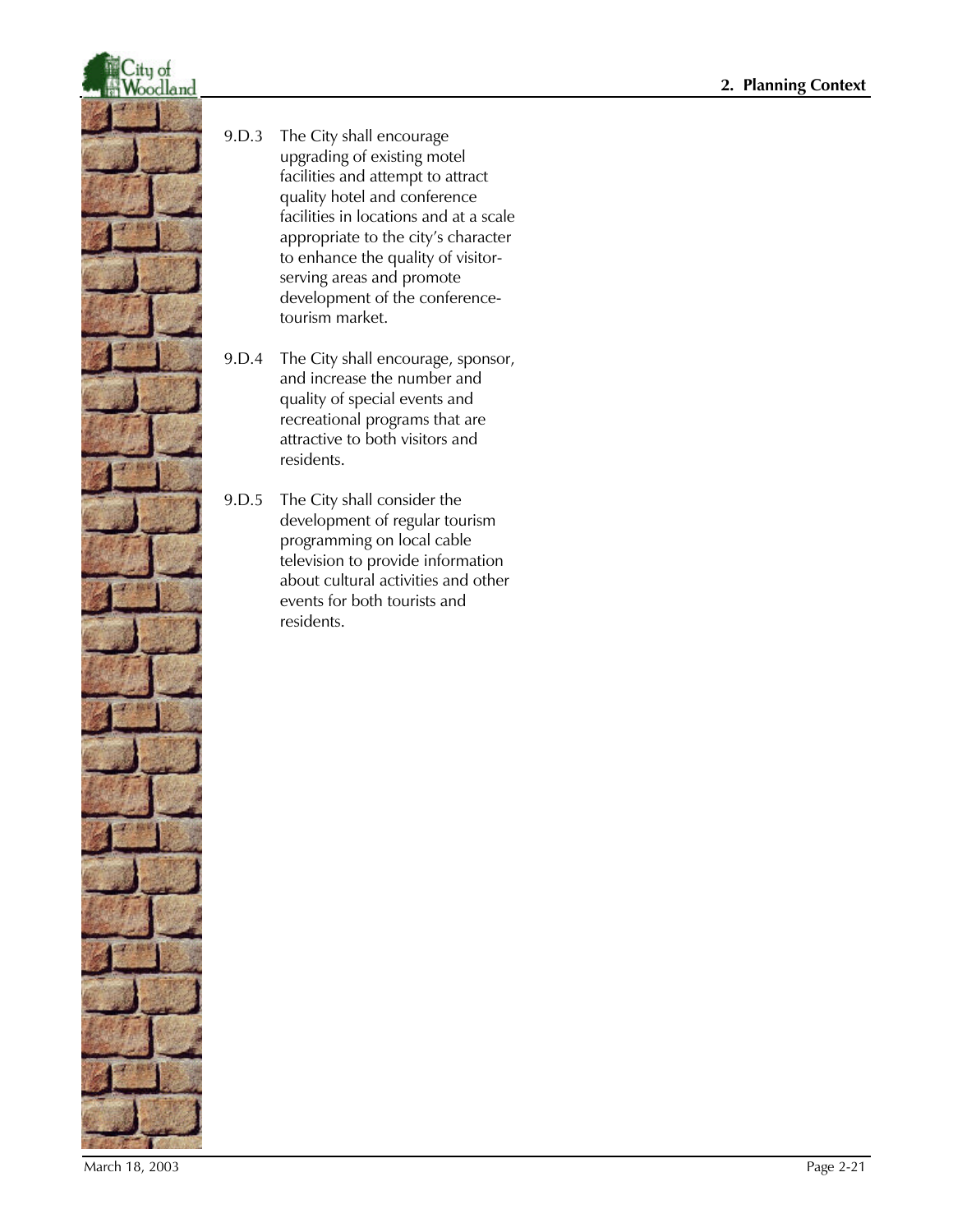9.D.3 The City shall encourage upgrading of existing motel facilities and attempt to attract quality hotel and conference facilities in locations and at a scale appropriate to the city's character to enhance the quality of visitor-serving areas and promote development of the conference-tourism market.

9.D.4 The City shall encourage, sponsor, and increase the number and quality of special events and recreational programs that are attractive to both visitors and residents.

9.D.5 The City shall consider the development of regular tourism programming on local cable television to provide information about cultural activities and other events for both tourists and residents.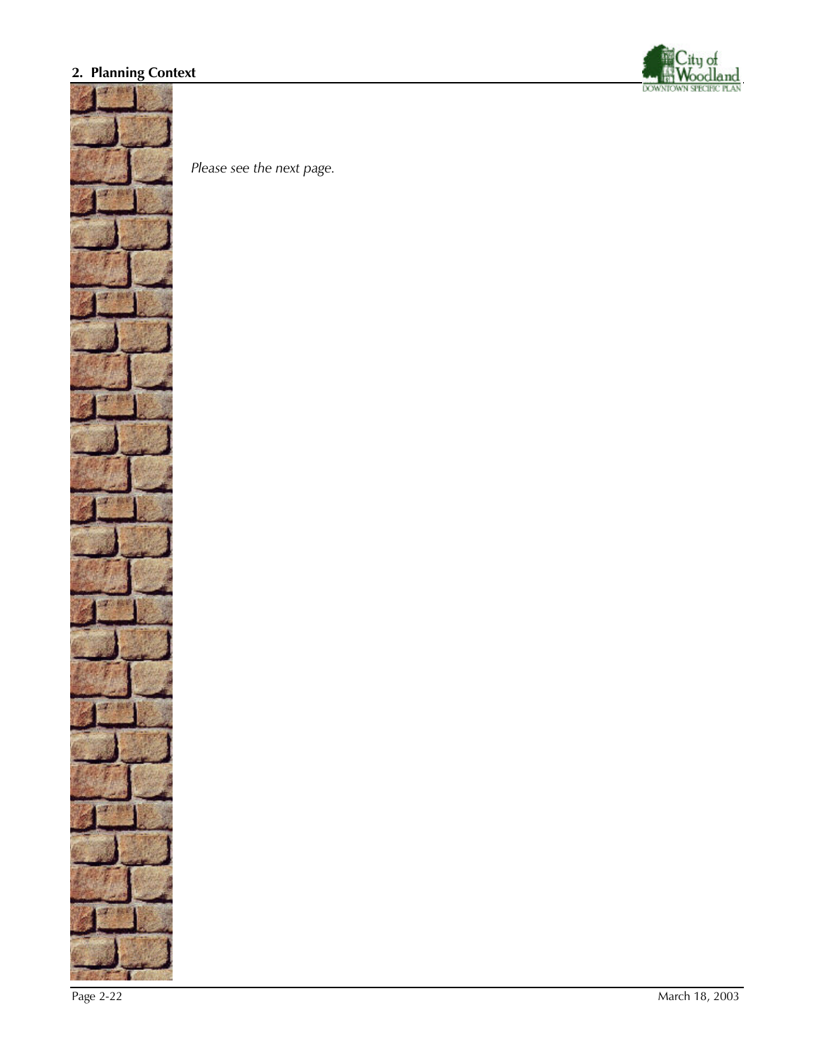*Please see the next page.*